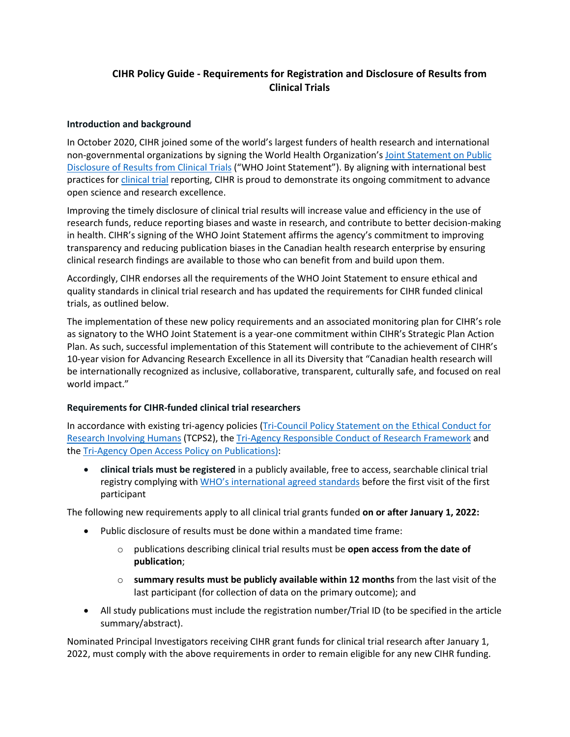# CIHR Policy Guide - Requirements for Registration and Disclosure of Results from Clinical Trials

## Introduction and background

In October 2020, CIHR joined some of the world's largest funders of health research and international non-governmental organizations by signing the World Health Organization's Joint Statement on Public Disclosure of Results from Clinical Trials ("WHO Joint Statement"). By aligning with international best practices for clinical trial reporting, CIHR is proud to demonstrate its ongoing commitment to advance open science and research excellence.

Improving the timely disclosure of clinical trial results will increase value and efficiency in the use of research funds, reduce reporting biases and waste in research, and contribute to better decision-making in health. CIHR's signing of the WHO Joint Statement affirms the agency's commitment to improving transparency and reducing publication biases in the Canadian health research enterprise by ensuring clinical research findings are available to those who can benefit from and build upon them.

Accordingly, CIHR endorses all the requirements of the WHO Joint Statement to ensure ethical and quality standards in clinical trial research and has updated the requirements for CIHR funded clinical trials, as outlined below.

The implementation of these new policy requirements and an associated monitoring plan for CIHR's role as signatory to the WHO Joint Statement is a year-one commitment within CIHR's Strategic Plan Action Plan. As such, successful implementation of this Statement will contribute to the achievement of CIHR's 10-year vision for Advancing Research Excellence in all its Diversity that "Canadian health research will be internationally recognized as inclusive, collaborative, transparent, culturally safe, and focused on real world impact."

## Requirements for CIHR-funded clinical trial researchers

In accordance with existing tri-agency policies (Tri-Council Policy Statement on the Ethical Conduct for Research Involving Humans (TCPS2), the Tri-Agency Responsible Conduct of Research Framework and the Tri-Agency Open Access Policy on Publications):

- **clinical trials must be registered** in a publicly available, free to access, searchable clinical trial registry complying with WHO's international agreed standards before the first visit of the first participant

The following new requirements apply to all clinical trial grants funded **on or after January 1, 2022:**

- Public disclosure of results must be done within a mandated time frame:
  - publications describing clinical trial results must be **open access from the date of publication**;
  - **summary results must be publicly available within 12 months** from the last visit of the last participant (for collection of data on the primary outcome); and
- All study publications must include the registration number/Trial ID (to be specified in the article summary/abstract).

Nominated Principal Investigators receiving CIHR grant funds for clinical trial research after January 1, 2022, must comply with the above requirements in order to remain eligible for any new CIHR funding.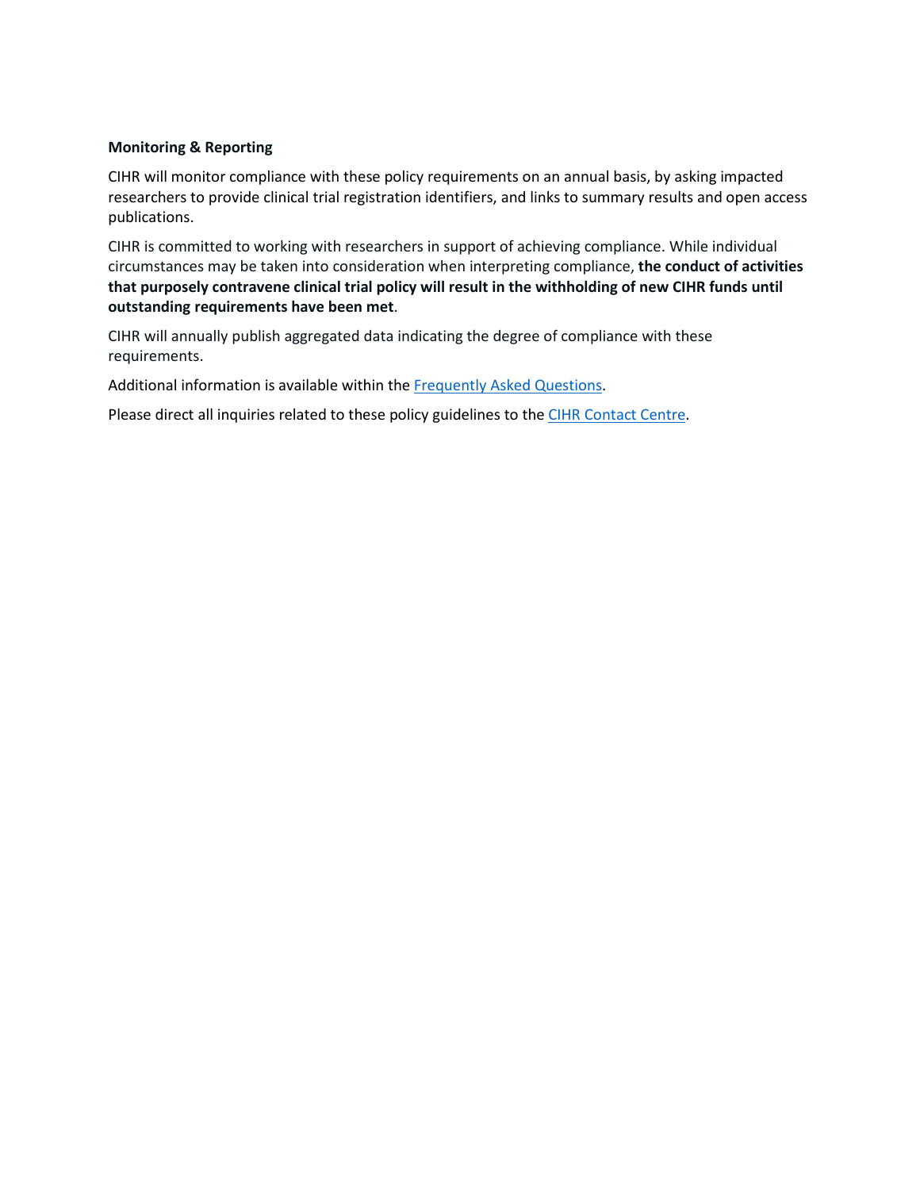**Monitoring & Reporting**

CIHR will monitor compliance with these policy requirements on an annual basis, by asking impacted researchers to provide clinical trial registration identifiers, and links to summary results and open access publications.

CIHR is committed to working with researchers in support of achieving compliance. While individual circumstances may be taken into consideration when interpreting compliance, **the conduct of activities that purposely contravene clinical trial policy will result in the withholding of new CIHR funds until outstanding requirements have been met**.

CIHR will annually publish aggregated data indicating the degree of compliance with these requirements.

Additional information is available within the Frequently Asked Questions.

Please direct all inquiries related to these policy guidelines to the CIHR Contact Centre.